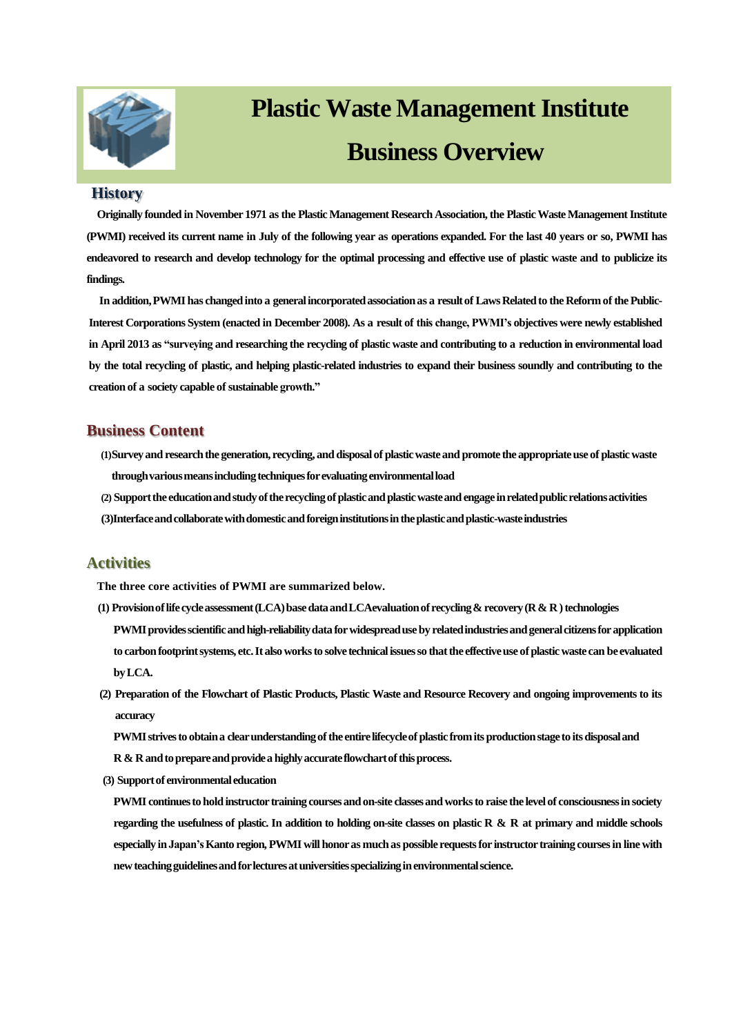# Plastic Waste Management Institute
# Business Overview

## History

Originally founded in November 1971 as the Plastic Management Research Association, the Plastic Waste Management Institute (PWMI) received its current name in July of the following year as operations expanded. For the last 40 years or so, PWMI has endeavored to research and develop technology for the optimal processing and effective use of plastic waste and to publicize its findings.

In addition, PWMI has changed into a general incorporated association as a result of Laws Related to the Reform of the Public-Interest Corporations System (enacted in December 2008). As a result of this change, PWMI's objectives were newly established in April 2013 as "surveying and researching the recycling of plastic waste and contributing to a reduction in environmental load by the total recycling of plastic, and helping plastic-related industries to expand their business soundly and contributing to the creation of a society capable of sustainable growth."

## Business Content

(1) Survey and research the generation, recycling, and disposal of plastic waste and promote the appropriate use of plastic waste through various means including techniques for evaluating environmental load

(2) Support the education and study of the recycling of plastic and plastic waste and engage in related public relations activities

(3) Interface and collaborate with domestic and foreign institutions in the plastic and plastic-waste industries

## Activities

The three core activities of PWMI are summarized below.

**(1) Provision of life cycle assessment (LCA) base data and LCA evaluation of recycling & recovery (R & R) technologies**

PWMI provides scientific and high-reliability data for widespread use by related industries and general citizens for application to carbon footprint systems, etc. It also works to solve technical issues so that the effective use of plastic waste can be evaluated by LCA.

**(2) Preparation of the Flowchart of Plastic Products, Plastic Waste and Resource Recovery and ongoing improvements to its accuracy**

PWMI strives to obtain a clear understanding of the entire lifecycle of plastic from its production stage to its disposal and R & R and to prepare and provide a highly accurate flowchart of this process.

**(3) Support of environmental education**

PWMI continues to hold instructor training courses and on-site classes and works to raise the level of consciousness in society regarding the usefulness of plastic. In addition to holding on-site classes on plastic R & R at primary and middle schools especially in Japan's Kanto region, PWMI will honor as much as possible requests for instructor training courses in line with new teaching guidelines and for lectures at universities specializing in environmental science.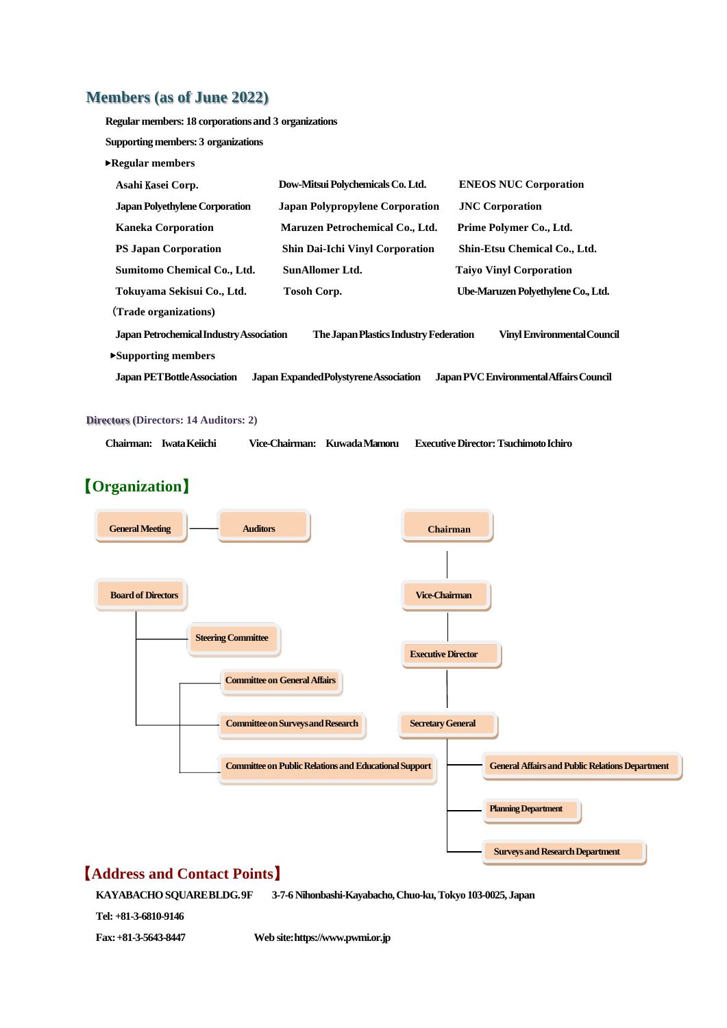## Members (as of June 2022)

Regular members: 18 corporations and 3 organizations

Supporting members: 3 organizations

▶Regular members

| | | |
|---|---|---|
| Asahi Kasei Corp. | Dow-Mitsui Polychemicals Co. Ltd. | ENEOS NUC Corporation |
| Japan Polyethylene Corporation | Japan Polypropylene Corporation | JNC Corporation |
| Kaneka Corporation | Maruzen Petrochemical Co., Ltd. | Prime Polymer Co., Ltd. |
| PS Japan Corporation | Shin Dai-Ichi Vinyl Corporation | Shin-Etsu Chemical Co., Ltd. |
| Sumitomo Chemical Co., Ltd. | SunAllomer Ltd. | Taiyo Vinyl Corporation |
| Tokuyama Sekisui Co., Ltd. | Tosoh Corp. | Ube-Maruzen Polyethylene Co., Ltd. |

(Trade organizations)

| | | |
|---|---|---|
| Japan Petrochemical Industry Association | The Japan Plastics Industry Federation | Vinyl Environmental Council |

▶Supporting members

| | | |
|---|---|---|
| Japan PET Bottle Association | Japan Expanded Polystyrene Association | Japan PVC Environmental Affairs Council |

**Directors** (Directors: 14 Auditors: 2)

Chairman: Iwata Keiichi    Vice-Chairman: Kuwada Mamoru    Executive Director: Tsuchimoto Ichiro

## 【Organization】

General Meeting
Auditors
Board of Directors
Steering Committee
Committee on General Affairs
Committee on Surveys and Research
Committee on Public Relations and Educational Support
Chairman
Vice-Chairman
Executive Director
Secretary General
General Affairs and Public Relations Department
Planning Department
Surveys and Research Department

## 【Address and Contact Points】

KAYABACHO SQUARE BLDG. 9F    3-7-6 Nihonbashi-Kayabacho, Chuo-ku, Tokyo 103-0025, Japan

Tel: +81-3-6810-9146

Fax: +81-3-5643-8447    Web site: https://www.pwmi.or.jp